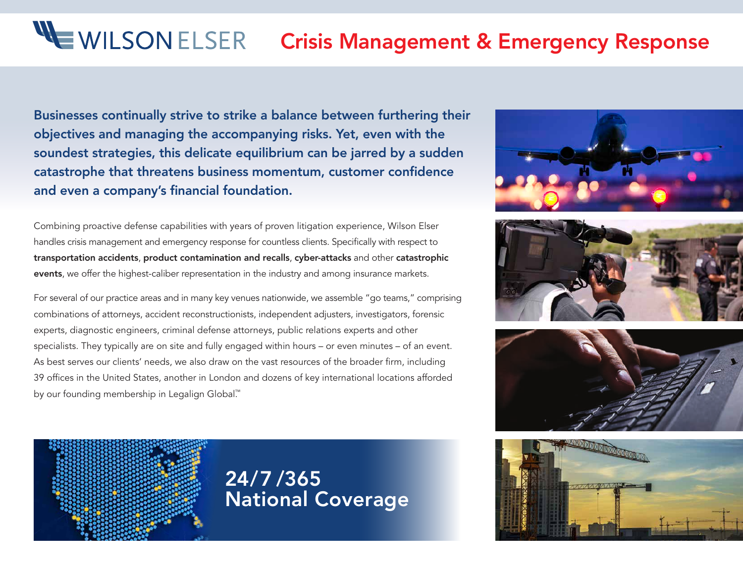# WILSON ELSER

# Crisis Management & Emergency Response

**Businesses continually strive to strike a balance between furthering their objectives and managing the accompanying risks. Yet, even with the soundest strategies, this delicate equilibrium can be jarred by a sudden catastrophe that threatens business momentum, customer confidence and even a company's financial foundation.**

Combining proactive defense capabilities with years of proven litigation experience, Wilson Elser handles crisis management and emergency response for countless clients. Specifically with respect to **transportation accidents**, **product contamination and recalls**, **cyber-attacks** and other **catastrophic events**, we offer the highest-caliber representation in the industry and among insurance markets.

For several of our practice areas and in many key venues nationwide, we assemble "go teams," comprising combinations of attorneys, accident reconstructionists, independent adjusters, investigators, forensic experts, diagnostic engineers, criminal defense attorneys, public relations experts and other specialists. They typically are on site and fully engaged within hours – or even minutes – of an event. As best serves our clients' needs, we also draw on the vast resources of the broader firm, including 39 offices in the United States, another in London and dozens of key international locations afforded by our founding membership in Legalign Global.™

**24/7 /365 National Coverage**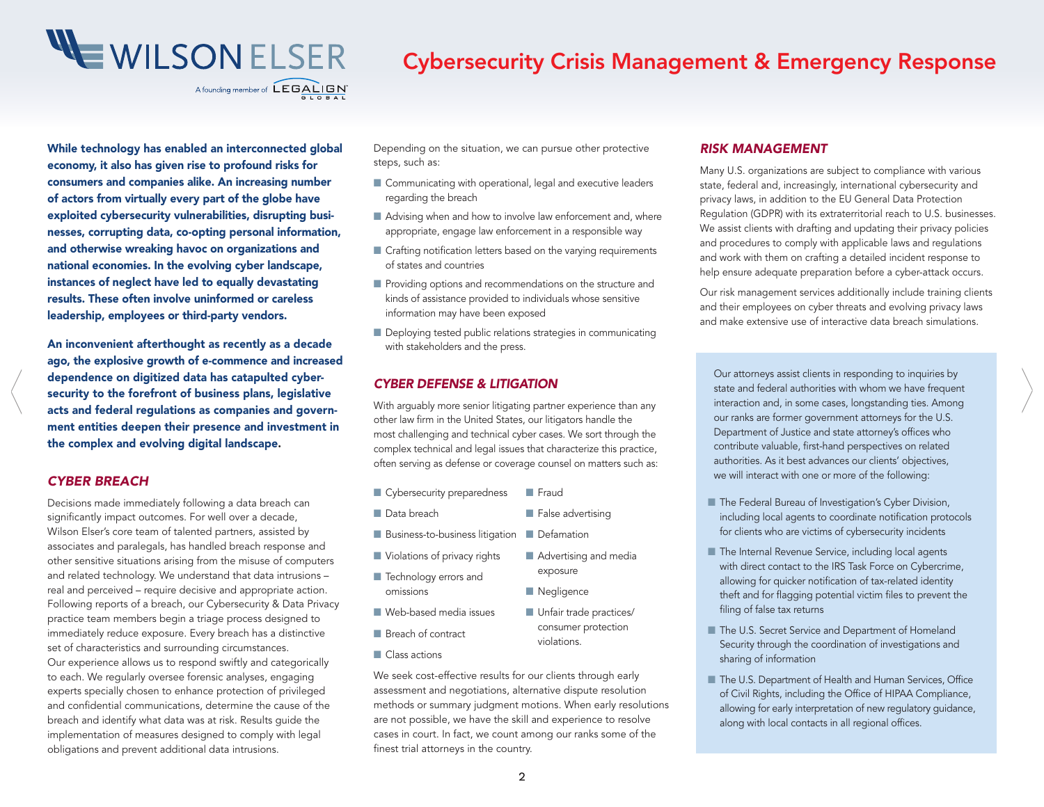# Cybersecurity Crisis Management & Emergency Response

**While technology has enabled an interconnected global economy, it also has given rise to profound risks for consumers and companies alike. An increasing number of actors from virtually every part of the globe have exploited cybersecurity vulnerabilities, disrupting businesses, corrupting data, co-opting personal information, and otherwise wreaking havoc on organizations and national economies. In the evolving cyber landscape, instances of neglect have led to equally devastating results. These often involve uninformed or careless leadership, employees or third-party vendors.**

**An inconvenient afterthought as recently as a decade ago, the explosive growth of e-commence and increased dependence on digitized data has catapulted cybersecurity to the forefront of business plans, legislative acts and federal regulations as companies and government entities deepen their presence and investment in the complex and evolving digital landscape.**

## *CYBER BREACH*

Decisions made immediately following a data breach can significantly impact outcomes. For well over a decade, Wilson Elser's core team of talented partners, assisted by associates and paralegals, has handled breach response and other sensitive situations arising from the misuse of computers and related technology. We understand that data intrusions – real and perceived – require decisive and appropriate action. Following reports of a breach, our Cybersecurity & Data Privacy practice team members begin a triage process designed to immediately reduce exposure. Every breach has a distinctive set of characteristics and surrounding circumstances. Our experience allows us to respond swiftly and categorically to each. We regularly oversee forensic analyses, engaging experts specially chosen to enhance protection of privileged and confidential communications, determine the cause of the breach and identify what data was at risk. Results guide the implementation of measures designed to comply with legal obligations and prevent additional data intrusions.

Depending on the situation, we can pursue other protective steps, such as:

- Communicating with operational, legal and executive leaders regarding the breach
- Advising when and how to involve law enforcement and, where appropriate, engage law enforcement in a responsible way
- Crafting notification letters based on the varying requirements of states and countries
- Providing options and recommendations on the structure and kinds of assistance provided to individuals whose sensitive information may have been exposed
- Deploying tested public relations strategies in communicating with stakeholders and the press.

## *CYBER DEFENSE & LITIGATION*

With arguably more senior litigating partner experience than any other law firm in the United States, our litigators handle the most challenging and technical cyber cases. We sort through the complex technical and legal issues that characterize this practice, often serving as defense or coverage counsel on matters such as:

- Cybersecurity preparedness
- Data breach
- Business-to-business litigation
- Violations of privacy rights
- Technology errors and omissions
- Web-based media issues
- Breach of contract
- Class actions
- Fraud
- False advertising
- Defamation
- Advertising and media exposure
- Negligence
- Unfair trade practices/ consumer protection violations.

We seek cost-effective results for our clients through early assessment and negotiations, alternative dispute resolution methods or summary judgment motions. When early resolutions are not possible, we have the skill and experience to resolve cases in court. In fact, we count among our ranks some of the finest trial attorneys in the country.

## *RISK MANAGEMENT*

Many U.S. organizations are subject to compliance with various state, federal and, increasingly, international cybersecurity and privacy laws, in addition to the EU General Data Protection Regulation (GDPR) with its extraterritorial reach to U.S. businesses. We assist clients with drafting and updating their privacy policies and procedures to comply with applicable laws and regulations and work with them on crafting a detailed incident response to help ensure adequate preparation before a cyber-attack occurs.

Our risk management services additionally include training clients and their employees on cyber threats and evolving privacy laws and make extensive use of interactive data breach simulations.

Our attorneys assist clients in responding to inquiries by state and federal authorities with whom we have frequent interaction and, in some cases, longstanding ties. Among our ranks are former government attorneys for the U.S. Department of Justice and state attorney's offices who contribute valuable, first-hand perspectives on related authorities. As it best advances our clients' objectives, we will interact with one or more of the following:

- The Federal Bureau of Investigation's Cyber Division, including local agents to coordinate notification protocols for clients who are victims of cybersecurity incidents
- The Internal Revenue Service, including local agents with direct contact to the IRS Task Force on Cybercrime, allowing for quicker notification of tax-related identity theft and for flagging potential victim files to prevent the filing of false tax returns
- The U.S. Secret Service and Department of Homeland Security through the coordination of investigations and sharing of information
- The U.S. Department of Health and Human Services, Office of Civil Rights, including the Office of HIPAA Compliance, allowing for early interpretation of new regulatory guidance, along with local contacts in all regional offices.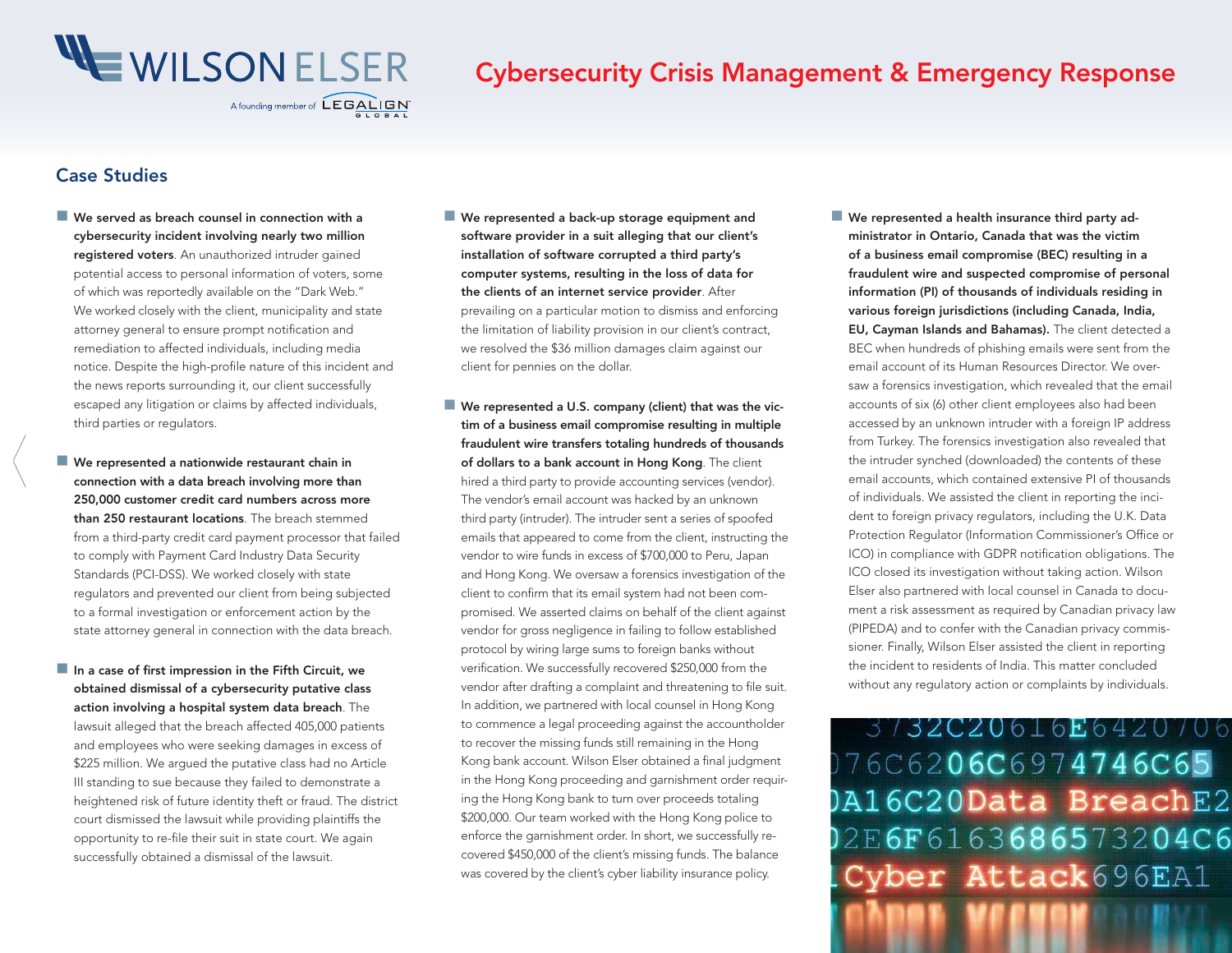# Cybersecurity Crisis Management & Emergency Response

## Case Studies

- **We served as breach counsel in connection with a cybersecurity incident involving nearly two million registered voters**. An unauthorized intruder gained potential access to personal information of voters, some of which was reportedly available on the "Dark Web." We worked closely with the client, municipality and state attorney general to ensure prompt notification and remediation to affected individuals, including media notice. Despite the high-profile nature of this incident and the news reports surrounding it, our client successfully escaped any litigation or claims by affected individuals, third parties or regulators.

- **We represented a nationwide restaurant chain in connection with a data breach involving more than 250,000 customer credit card numbers across more than 250 restaurant locations**. The breach stemmed from a third-party credit card payment processor that failed to comply with Payment Card Industry Data Security Standards (PCI-DSS). We worked closely with state regulators and prevented our client from being subjected to a formal investigation or enforcement action by the state attorney general in connection with the data breach.

- **In a case of first impression in the Fifth Circuit, we obtained dismissal of a cybersecurity putative class action involving a hospital system data breach**. The lawsuit alleged that the breach affected 405,000 patients and employees who were seeking damages in excess of $225 million. We argued the putative class had no Article III standing to sue because they failed to demonstrate a heightened risk of future identity theft or fraud. The district court dismissed the lawsuit while providing plaintiffs the opportunity to re-file their suit in state court. We again successfully obtained a dismissal of the lawsuit.

- **We represented a back-up storage equipment and software provider in a suit alleging that our client's installation of software corrupted a third party's computer systems, resulting in the loss of data for the clients of an internet service provider**. After prevailing on a particular motion to dismiss and enforcing the limitation of liability provision in our client's contract, we resolved the $36 million damages claim against our client for pennies on the dollar.

- **We represented a U.S. company (client) that was the victim of a business email compromise resulting in multiple fraudulent wire transfers totaling hundreds of thousands of dollars to a bank account in Hong Kong**. The client hired a third party to provide accounting services (vendor). The vendor's email account was hacked by an unknown third party (intruder). The intruder sent a series of spoofed emails that appeared to come from the client, instructing the vendor to wire funds in excess of $700,000 to Peru, Japan and Hong Kong. We oversaw a forensics investigation of the client to confirm that its email system had not been compromised. We asserted claims on behalf of the client against vendor for gross negligence in failing to follow established protocol by wiring large sums to foreign banks without verification. We successfully recovered $250,000 from the vendor after drafting a complaint and threatening to file suit. In addition, we partnered with local counsel in Hong Kong to commence a legal proceeding against the accountholder to recover the missing funds still remaining in the Hong Kong bank account. Wilson Elser obtained a final judgment in the Hong Kong proceeding and garnishment order requiring the Hong Kong bank to turn over proceeds totaling $200,000. Our team worked with the Hong Kong police to enforce the garnishment order. In short, we successfully recovered $450,000 of the client's missing funds. The balance was covered by the client's cyber liability insurance policy.

- **We represented a health insurance third party administrator in Ontario, Canada that was the victim of a business email compromise (BEC) resulting in a fraudulent wire and suspected compromise of personal information (PI) of thousands of individuals residing in various foreign jurisdictions (including Canada, India, EU, Cayman Islands and Bahamas).** The client detected a BEC when hundreds of phishing emails were sent from the email account of its Human Resources Director. We oversaw a forensics investigation, which revealed that the email accounts of six (6) other client employees also had been accessed by an unknown intruder with a foreign IP address from Turkey. The forensics investigation also revealed that the intruder synched (downloaded) the contents of these email accounts, which contained extensive PI of thousands of individuals. We assisted the client in reporting the incident to foreign privacy regulators, including the U.K. Data Protection Regulator (Information Commissioner's Office or ICO) in compliance with GDPR notification obligations. The ICO closed its investigation without taking action. Wilson Elser also partnered with local counsel in Canada to document a risk assessment as required by Canadian privacy law (PIPEDA) and to confer with the Canadian privacy commissioner. Finally, Wilson Elser assisted the client in reporting the incident to residents of India. This matter concluded without any regulatory action or complaints by individuals.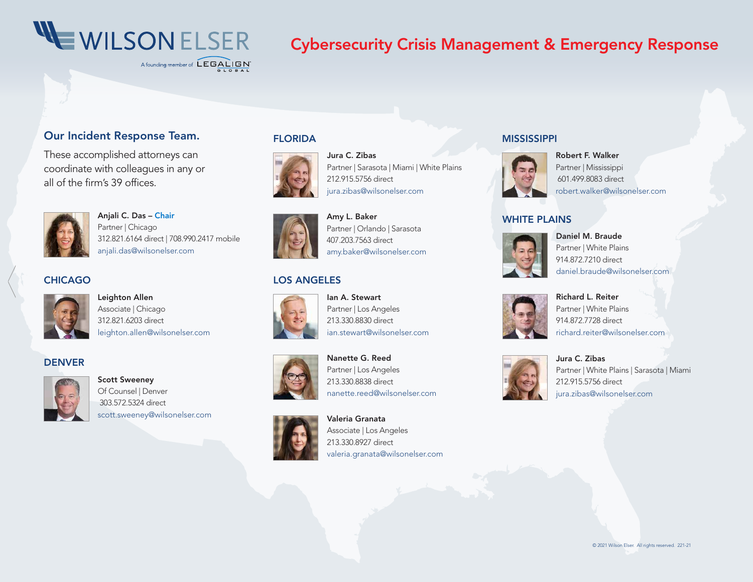WILSON ELSER

A founding member of LEGALIGN GLOBAL

# Cybersecurity Crisis Management & Emergency Response

## Our Incident Response Team.

These accomplished attorneys can coordinate with colleagues in any or all of the firm's 39 offices.

**Anjali C. Das – Chair**
Partner | Chicago
312.821.6164 direct | 708.990.2417 mobile
anjali.das@wilsonelser.com

## CHICAGO

**Leighton Allen**
Associate | Chicago
312.821.6203 direct
leighton.allen@wilsonelser.com

## DENVER

**Scott Sweeney**
Of Counsel | Denver
303.572.5324 direct
scott.sweeney@wilsonelser.com

## FLORIDA

**Jura C. Zibas**
Partner | Sarasota | Miami | White Plains
212.915.5756 direct
jura.zibas@wilsonelser.com

**Amy L. Baker**
Partner | Orlando | Sarasota
407.203.7563 direct
amy.baker@wilsonelser.com

## LOS ANGELES

**Ian A. Stewart**
Partner | Los Angeles
213.330.8830 direct
ian.stewart@wilsonelser.com

**Nanette G. Reed**
Partner | Los Angeles
213.330.8838 direct
nanette.reed@wilsonelser.com

**Valeria Granata**
Associate | Los Angeles
213.330.8927 direct
valeria.granata@wilsonelser.com

## MISSISSIPPI

**Robert F. Walker**
Partner | Mississippi
601.499.8083 direct
robert.walker@wilsonelser.com

## WHITE PLAINS

**Daniel M. Braude**
Partner | White Plains
914.872.7210 direct
daniel.braude@wilsonelser.com

**Richard L. Reiter**
Partner | White Plains
914.872.7728 direct
richard.reiter@wilsonelser.com

**Jura C. Zibas**
Partner | White Plains | Sarasota | Miami
212.915.5756 direct
jura.zibas@wilsonelser.com

© 2021 Wilson Elser. All rights reserved. 221-21